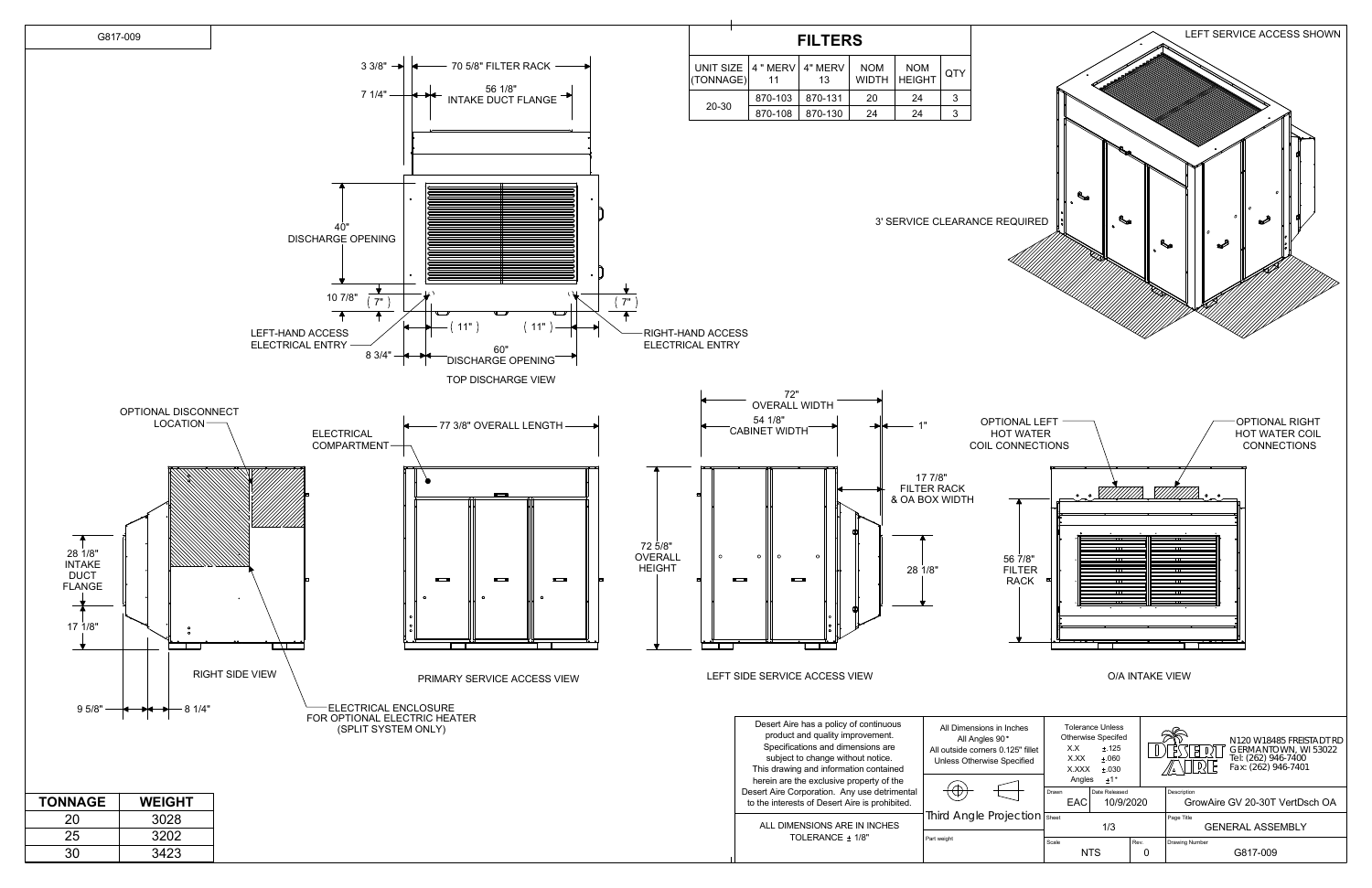G817-009

## FILTERS

| UNIT SIZE (TONNAGE) | 4" MERV 11 | 4" MERV 13 | NOM WIDTH | NOM HEIGHT | QTY |
|---|---|---|---|---|---|
| 20-30 | 870-103 | 870-131 | 20 | 24 | 3 |
| | 870-108 | 870-130 | 24 | 24 | 3 |

LEFT SERVICE ACCESS SHOWN

3' SERVICE CLEARANCE REQUIRED

### TOP DISCHARGE VIEW

- 3 3/8"
- 70 5/8" FILTER RACK
- 7 1/4"
- 56 1/8" INTAKE DUCT FLANGE
- 40" DISCHARGE OPENING
- 10 7/8"
- ( 7" )
- ( 7" )
- ( 11" )
- ( 11" )
- LEFT-HAND ACCESS ELECTRICAL ENTRY
- RIGHT-HAND ACCESS ELECTRICAL ENTRY
- 8 3/4"
- 60" DISCHARGE OPENING

### RIGHT SIDE VIEW

- OPTIONAL DISCONNECT LOCATION
- 28 1/8" INTAKE DUCT FLANGE
- 17 1/8"
- 9 5/8"
- 8 1/4"
- ELECTRICAL ENCLOSURE FOR OPTIONAL ELECTRIC HEATER (SPLIT SYSTEM ONLY)

### PRIMARY SERVICE ACCESS VIEW

- ELECTRICAL COMPARTMENT
- 77 3/8" OVERALL LENGTH

### LEFT SIDE SERVICE ACCESS VIEW

- 72" OVERALL WIDTH
- 54 1/8" CABINET WIDTH
- 1"
- 17 7/8" FILTER RACK & OA BOX WIDTH
- 72 5/8" OVERALL HEIGHT
- 28 1/8"

### O/A INTAKE VIEW

- OPTIONAL LEFT HOT WATER COIL CONNECTIONS
- OPTIONAL RIGHT HOT WATER COIL CONNECTIONS
- 56 7/8" FILTER RACK

| TONNAGE | WEIGHT |
|---|---|
| 20 | 3028 |
| 25 | 3202 |
| 30 | 3423 |

Desert Aire has a policy of continuous product and quality improvement. Specifications and dimensions are subject to change without notice. This drawing and information contained herein are the exclusive property of the Desert Aire Corporation. Any use detrimental to the interests of Desert Aire is prohibited.

ALL DIMENSIONS ARE IN INCHES
TOLERANCE ± 1/8"

All Dimensions in Inches
All Angles 90°
All outside corners 0.125" fillet
Unless Otherwise Specified

Third Angle Projection

Part weight

Tolerance Unless Otherwise Specifed
X.X ±.125
X.XX ±.060
X.XXX ±.030
Angles ±1°

DESERT AIRE
N120 W18485 FREISTADT RD
GERMANTOWN, WI 53022
Tel: (262) 946-7400
Fax: (262) 946-7401

| Drawn | Date Released | Description |
|---|---|---|
| EAC | 10/9/2020 | GrowAire GV 20-30T VertDsch OA |

| Sheet | Page Title |
|---|---|
| 1/3 | GENERAL ASSEMBLY |

| Scale | Rev. | Drawing Number |
|---|---|---|
| NTS | 0 | G817-009 |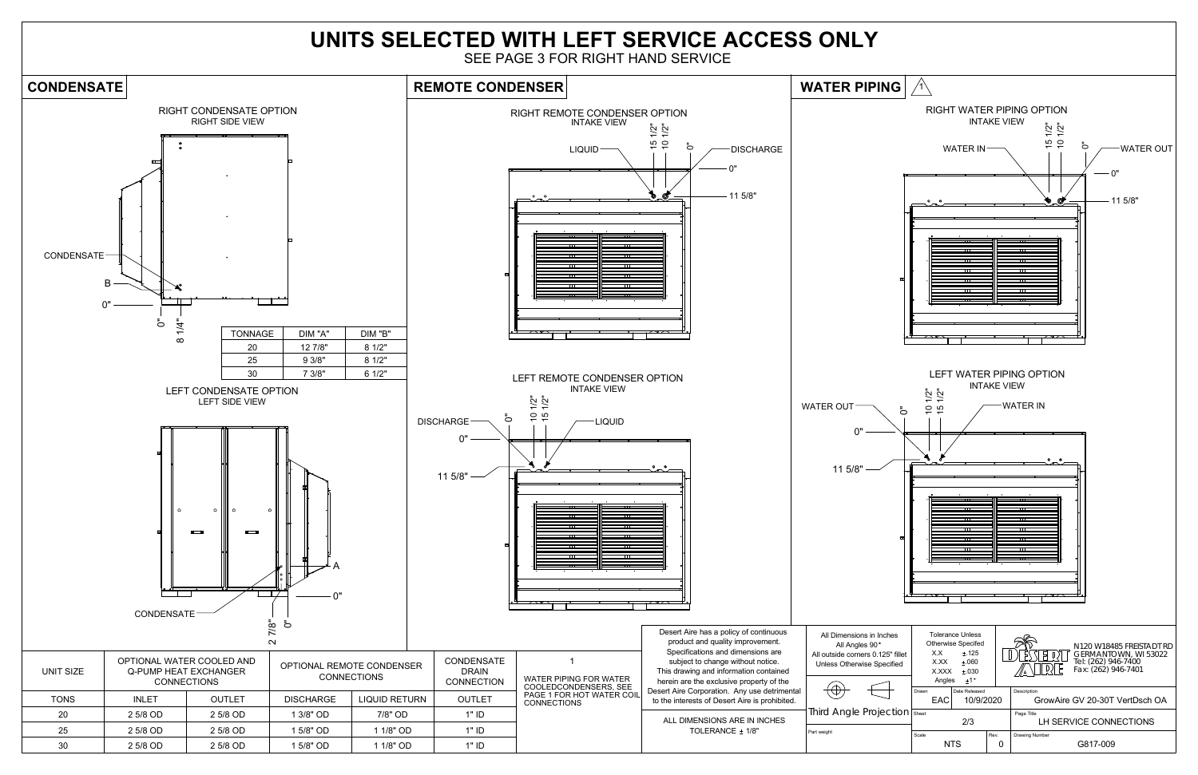# UNITS SELECTED WITH LEFT SERVICE ACCESS ONLY

SEE PAGE 3 FOR RIGHT HAND SERVICE

## CONDENSATE

RIGHT CONDENSATE OPTION
RIGHT SIDE VIEW

CONDENSATE
B
0"
0"
8 1/4"

| TONNAGE | DIM "A" | DIM "B" |
|---|---|---|
| 20 | 12 7/8" | 8 1/2" |
| 25 | 9 3/8" | 8 1/2" |
| 30 | 7 3/8" | 6 1/2" |

LEFT CONDENSATE OPTION
LEFT SIDE VIEW

A
0"
CONDENSATE
2 7/8"
0"

## REMOTE CONDENSER

RIGHT REMOTE CONDENSER OPTION
INTAKE VIEW

LIQUID
15 1/2"
10 1/2"
0"
DISCHARGE
0"
11 5/8"

LEFT REMOTE CONDENSER OPTION
INTAKE VIEW

DISCHARGE
0"
10 1/2"
15 1/2"
LIQUID
0"
11 5/8"

## WATER PIPING

RIGHT WATER PIPING OPTION
INTAKE VIEW

WATER IN
15 1/2"
10 1/2"
0"
WATER OUT
0"
11 5/8"

LEFT WATER PIPING OPTION
INTAKE VIEW

WATER OUT
0"
10 1/2"
15 1/2"
WATER IN
0"
11 5/8"

| UNIT SIZE | OPTIONAL WATER COOLED AND Q-PUMP HEAT EXCHANGER CONNECTIONS | | OPTIONAL REMOTE CONDENSER CONNECTIONS | | CONDENSATE DRAIN CONNECTION |
|---|---|---|---|---|---|
| TONS | INLET | OUTLET | DISCHARGE | LIQUID RETURN | OUTLET |
| 20 | 2 5/8 OD | 2 5/8 OD | 1 3/8" OD | 7/8" OD | 1" ID |
| 25 | 2 5/8 OD | 2 5/8 OD | 1 5/8" OD | 1 1/8" OD | 1" ID |
| 30 | 2 5/8 OD | 2 5/8 OD | 1 5/8" OD | 1 1/8" OD | 1" ID |

1 — WATER PIPING FOR WATER COOLEDCONDENSERS, SEE PAGE 1 FOR HOT WATER COIL CONNECTIONS

Desert Aire has a policy of continuous product and quality improvement. Specifications and dimensions are subject to change without notice. This drawing and information contained herein are the exclusive property of the Desert Aire Corporation. Any use detrimental to the interests of Desert Aire is prohibited.

ALL DIMENSIONS ARE IN INCHES TOLERANCE ± 1/8"

All Dimensions in Inches
All Angles 90°
All outside corners 0.125" fillet
Unless Otherwise Specified

Third Angle Projection

Part weight

Tolerance Unless Otherwise Specifed
X.X ±.125
X.XX ±.060
X.XXX ±.030
Angles ±1°

Drawn: EAC | Date Released: 10/9/2020
Sheet: 2/3
Scale: NTS | Rev.: 0

DESERT AIRE
N120 W18485 FREISTADT RD
GERMANTOWN, WI 53022
Tel: (262) 946-7400
Fax: (262) 946-7401

Description: GrowAire GV 20-30T VertDsch OA
Page Title: LH SERVICE CONNECTIONS
Drawing Number: G817-009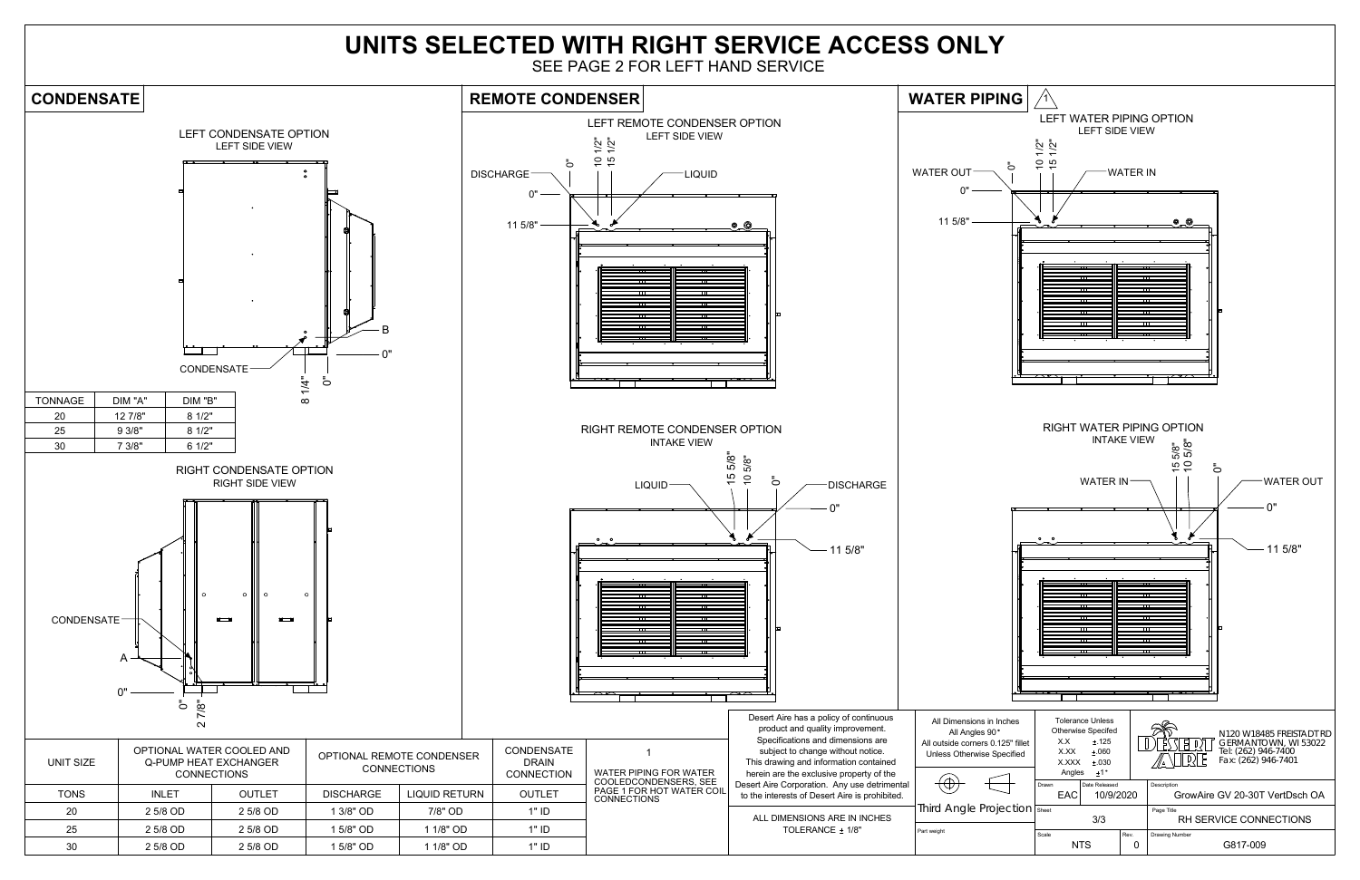# UNITS SELECTED WITH RIGHT SERVICE ACCESS ONLY

SEE PAGE 2 FOR LEFT HAND SERVICE

## CONDENSATE

LEFT CONDENSATE OPTION
LEFT SIDE VIEW

CONDENSATE

B

0"

8 1/4"

0"

| TONNAGE | DIM "A" | DIM "B" |
|---|---|---|
| 20 | 12 7/8" | 8 1/2" |
| 25 | 9 3/8" | 8 1/2" |
| 30 | 7 3/8" | 6 1/2" |

RIGHT CONDENSATE OPTION
RIGHT SIDE VIEW

CONDENSATE

A

0"

0"

2 7/8"

## REMOTE CONDENSER

LEFT REMOTE CONDENSER OPTION
LEFT SIDE VIEW

DISCHARGE

LIQUID

0"

10 1/2"

15 1/2"

0"

11 5/8"

RIGHT REMOTE CONDENSER OPTION
INTAKE VIEW

LIQUID

15 5/8"

10 5/8"

0"

DISCHARGE

0"

11 5/8"

## WATER PIPING

1

LEFT WATER PIPING OPTION
LEFT SIDE VIEW

WATER OUT

WATER IN

0"

10 1/2"

15 1/2"

0"

11 5/8"

RIGHT WATER PIPING OPTION
INTAKE VIEW

WATER IN

15 5/8"

10 5/8"

0"

WATER OUT

0"

11 5/8"

| UNIT SIZE | OPTIONAL WATER COOLED AND Q-PUMP HEAT EXCHANGER CONNECTIONS | | OPTIONAL REMOTE CONDENSER CONNECTIONS | | CONDENSATE DRAIN CONNECTION |
|---|---|---|---|---|---|
| TONS | INLET | OUTLET | DISCHARGE | LIQUID RETURN | OUTLET |
| 20 | 2 5/8 OD | 2 5/8 OD | 1 3/8" OD | 7/8" OD | 1" ID |
| 25 | 2 5/8 OD | 2 5/8 OD | 1 5/8" OD | 1 1/8" OD | 1" ID |
| 30 | 2 5/8 OD | 2 5/8 OD | 1 5/8" OD | 1 1/8" OD | 1" ID |

1 WATER PIPING FOR WATER COOLEDCONDENSERS, SEE PAGE 1 FOR HOT WATER COIL CONNECTIONS

Desert Aire has a policy of continuous product and quality improvement. Specifications and dimensions are subject to change without notice. This drawing and information contained herein are the exclusive property of the Desert Aire Corporation. Any use detrimental to the interests of Desert Aire is prohibited.

ALL DIMENSIONS ARE IN INCHES TOLERANCE ± 1/8"

All Dimensions in Inches
All Angles 90°
All outside corners 0.125" fillet
Unless Otherwise Specified

Third Angle Projection

Part weight

Tolerance Unless Otherwise Specifed
X.X ±.125
X.XX ±.060
X.XXX ±.030
Angles ±1°

Drawn: EAC
Date Released: 10/9/2020
Sheet: 3/3
Scale: NTS
Rev.: 0

DESERT AIRE
N120 W18485 FREISTADT RD
GERMANTOWN, WI 53022
Tel: (262) 946-7400
Fax: (262) 946-7401

Description: GrowAire GV 20-30T VertDsch OA
Page Title: RH SERVICE CONNECTIONS
Drawing Number: G817-009